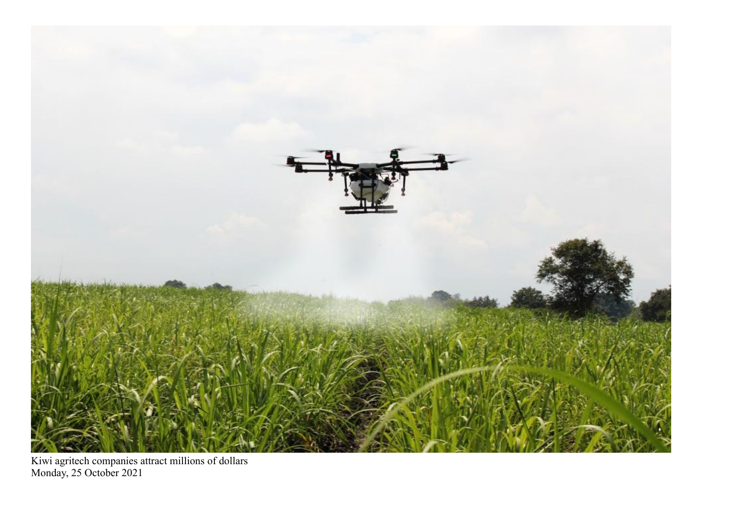Kiwi agritech companies attract millions of dollars
Monday, 25 October 2021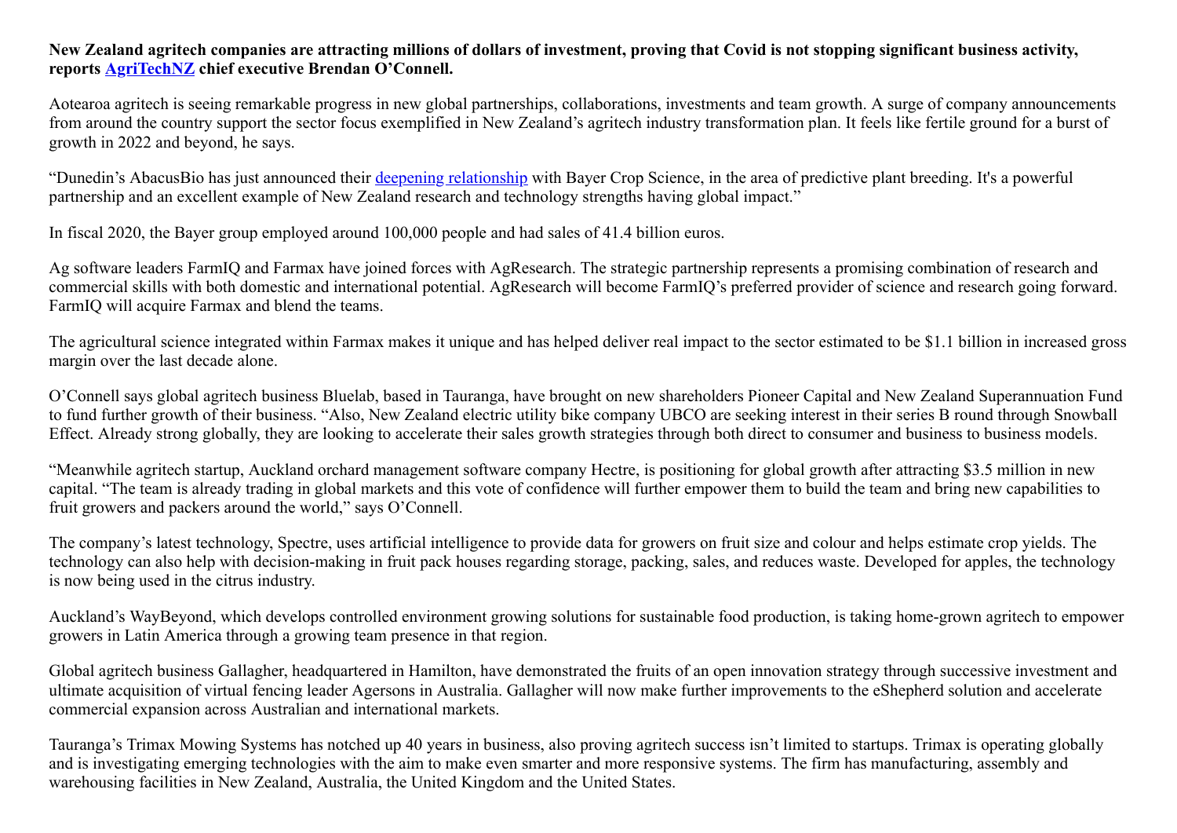**New Zealand agritech companies are attracting millions of dollars of investment, proving that Covid is not stopping significant business activity, reports AgriTechNZ chief executive Brendan O'Connell.**

Aotearoa agritech is seeing remarkable progress in new global partnerships, collaborations, investments and team growth. A surge of company announcements from around the country support the sector focus exemplified in New Zealand's agritech industry transformation plan. It feels like fertile ground for a burst of growth in 2022 and beyond, he says.

"Dunedin's AbacusBio has just announced their deepening relationship with Bayer Crop Science, in the area of predictive plant breeding. It's a powerful partnership and an excellent example of New Zealand research and technology strengths having global impact."

In fiscal 2020, the Bayer group employed around 100,000 people and had sales of 41.4 billion euros.

Ag software leaders FarmIQ and Farmax have joined forces with AgResearch. The strategic partnership represents a promising combination of research and commercial skills with both domestic and international potential. AgResearch will become FarmIQ's preferred provider of science and research going forward. FarmIQ will acquire Farmax and blend the teams.

The agricultural science integrated within Farmax makes it unique and has helped deliver real impact to the sector estimated to be $1.1 billion in increased gross margin over the last decade alone.

O'Connell says global agritech business Bluelab, based in Tauranga, have brought on new shareholders Pioneer Capital and New Zealand Superannuation Fund to fund further growth of their business. "Also, New Zealand electric utility bike company UBCO are seeking interest in their series B round through Snowball Effect. Already strong globally, they are looking to accelerate their sales growth strategies through both direct to consumer and business to business models.

"Meanwhile agritech startup, Auckland orchard management software company Hectre, is positioning for global growth after attracting $3.5 million in new capital. "The team is already trading in global markets and this vote of confidence will further empower them to build the team and bring new capabilities to fruit growers and packers around the world," says O'Connell.

The company's latest technology, Spectre, uses artificial intelligence to provide data for growers on fruit size and colour and helps estimate crop yields. The technology can also help with decision-making in fruit pack houses regarding storage, packing, sales, and reduces waste. Developed for apples, the technology is now being used in the citrus industry.

Auckland's WayBeyond, which develops controlled environment growing solutions for sustainable food production, is taking home-grown agritech to empower growers in Latin America through a growing team presence in that region.

Global agritech business Gallagher, headquartered in Hamilton, have demonstrated the fruits of an open innovation strategy through successive investment and ultimate acquisition of virtual fencing leader Agersons in Australia. Gallagher will now make further improvements to the eShepherd solution and accelerate commercial expansion across Australian and international markets.

Tauranga's Trimax Mowing Systems has notched up 40 years in business, also proving agritech success isn't limited to startups. Trimax is operating globally and is investigating emerging technologies with the aim to make even smarter and more responsive systems. The firm has manufacturing, assembly and warehousing facilities in New Zealand, Australia, the United Kingdom and the United States.